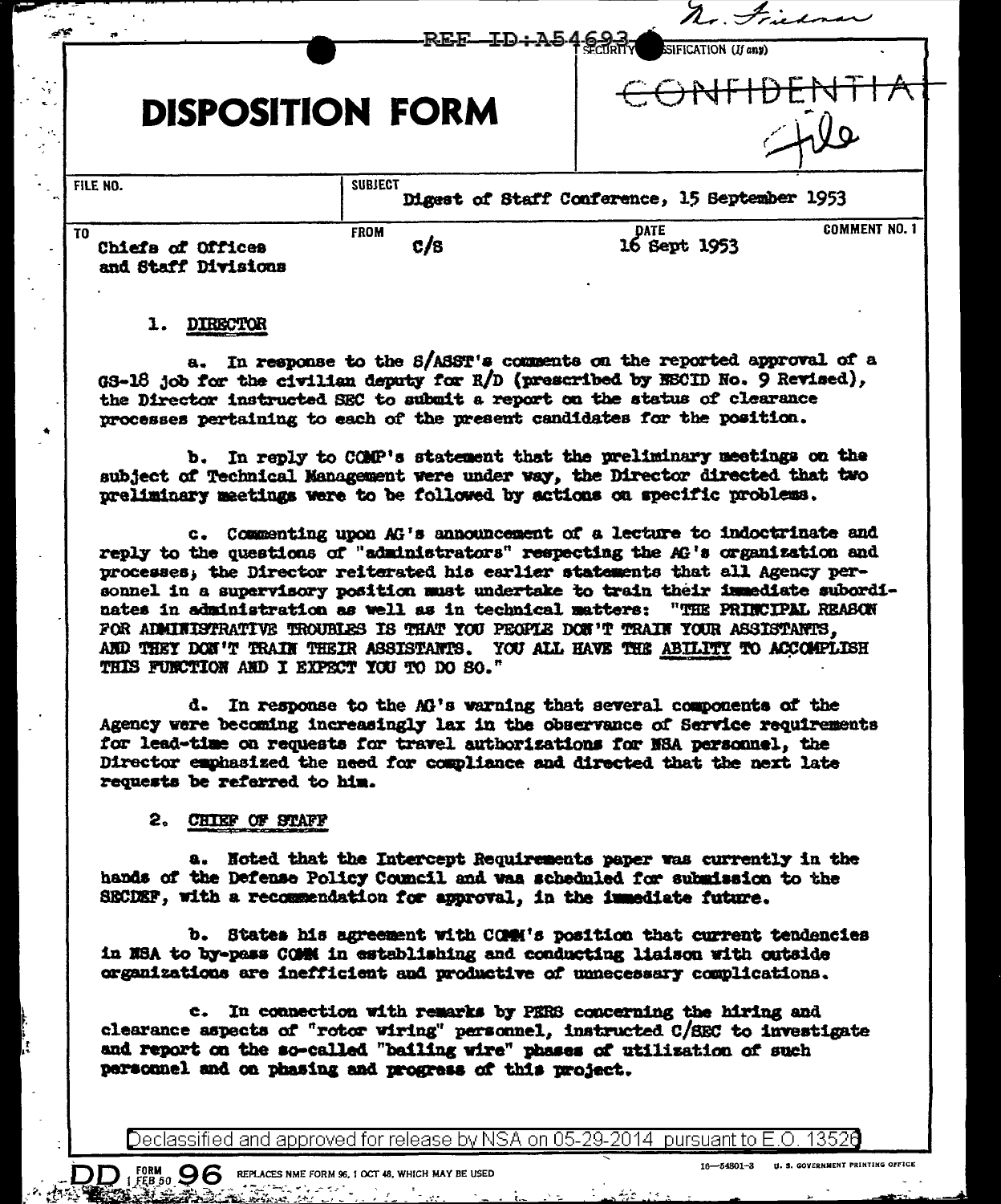REF ID:A54693

Mr. Friedman

SECURITY CLASSIFICATION (If any)

CONFIDENTIAL

File

# DISPOSITION FORM

| FILE NO. | SUBJECT | | |
|---|---|---|---|
| | Digest of Staff Conference, 15 September 1953 | | |
| **TO** | **FROM** | **DATE** | **COMMENT NO. 1** |
| Chiefs of Offices and Staff Divisions | C/S | 16 Sept 1953 | |

1. DIRECTOR

   a. In response to the S/ASST's comments on the reported approval of a GS-18 job for the civilian deputy for R/D (prescribed by NSCID No. 9 Revised), the Director instructed SEC to submit a report on the status of clearance processes pertaining to each of the present candidates for the position.

   b. In reply to COMP's statement that the preliminary meetings on the subject of Technical Management were under way, the Director directed that two preliminary meetings were to be followed by actions on specific problems.

   c. Commenting upon AG's announcement of a lecture to indoctrinate and reply to the questions of "administrators" respecting the AG's organization and processes; the Director reiterated his earlier statements that all Agency personnel in a supervisory position must undertake to train their immediate subordinates in administration as well as in technical matters: "THE PRINCIPAL REASON FOR ADMINISTRATIVE TROUBLES IS THAT YOU PEOPLE DON'T TRAIN YOUR ASSISTANTS, AND THEY DON'T TRAIN THEIR ASSISTANTS. YOU ALL HAVE THE ABILITY TO ACCOMPLISH THIS FUNCTION AND I EXPECT YOU TO DO SO."

   d. In response to the AG's warning that several components of the Agency were becoming increasingly lax in the observance of Service requirements for lead-time on requests for travel authorizations for NSA personnel, the Director emphasized the need for compliance and directed that the next late requests be referred to him.

2. CHIEF OF STAFF

   a. Noted that the Intercept Requirements paper was currently in the hands of the Defense Policy Council and was scheduled for submission to the SECDEF, with a recommendation for approval, in the immediate future.

   b. States his agreement with COMM's position that current tendencies in NSA to by-pass COMM in establishing and conducting liaison with outside organizations are inefficient and productive of unnecessary complications.

   c. In connection with remarks by PERS concerning the hiring and clearance aspects of "rotor wiring" personnel, instructed C/SEC to investigate and report on the so-called "bailing wire" phases of utilization of such personnel and on phasing and progress of this project.

Declassified and approved for release by NSA on 05-29-2014 pursuant to E.O. 13526

DD FORM 1 FEB 50 96 REPLACES NME FORM 96, 1 OCT 48, WHICH MAY BE USED

16—54801-3 U. S. GOVERNMENT PRINTING OFFICE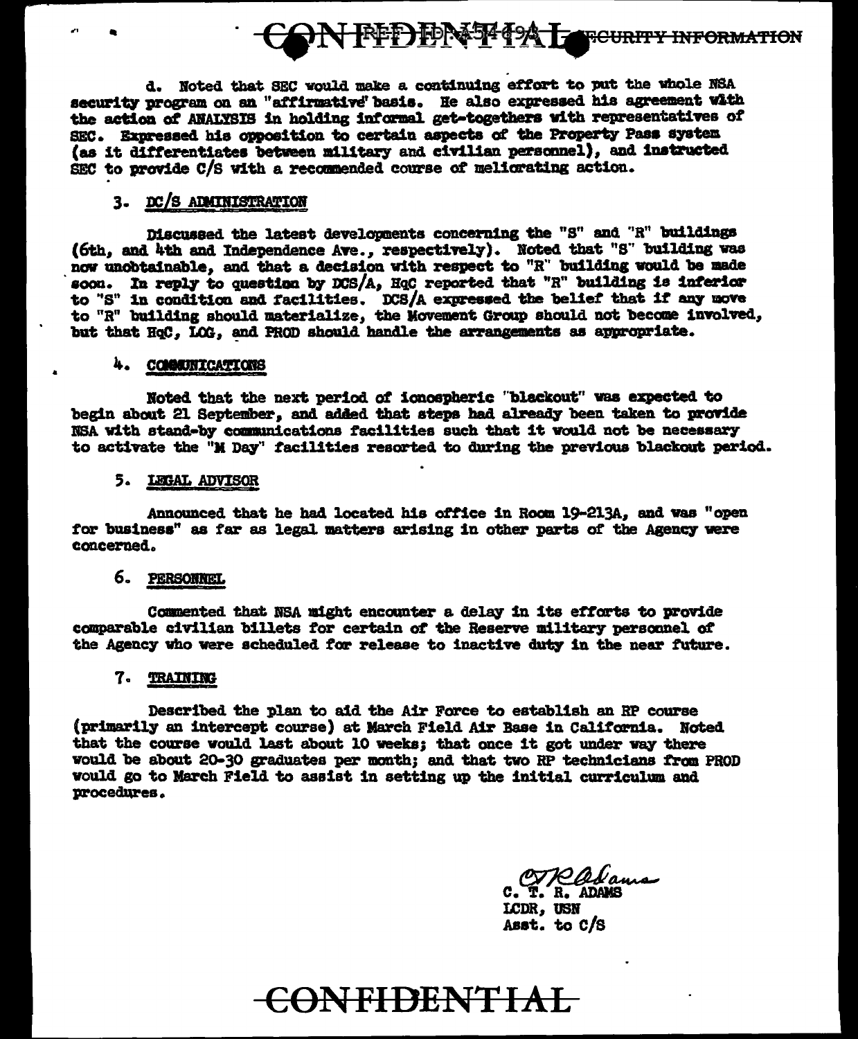d. Noted that SEC would make a continuing effort to put the whole NSA security program on an "affirmative" basis. He also expressed his agreement with the action of ANALYSIS in holding informal get-togethers with representatives of SEC. Expressed his opposition to certain aspects of the Property Pass system (as it differentiates between military and civilian personnel), and instructed SEC to provide C/S with a recommended course of meliorating action.

3. DC/S ADMINISTRATION

Discussed the latest developments concerning the "S" and "R" buildings (6th, and 4th and Independence Ave., respectively). Noted that "S" building was now unobtainable, and that a decision with respect to "R" building would be made soon. In reply to question by DCS/A, HqC reported that "R" building is inferior to "S" in condition and facilities. DCS/A expressed the belief that if any move to "R" building should materialize, the Movement Group should not become involved, but that HqC, LOG, and PROD should handle the arrangements as appropriate.

4. COMMUNICATIONS

Noted that the next period of ionospheric "blackout" was expected to begin about 21 September, and added that steps had already been taken to provide NSA with stand-by communications facilities such that it would not be necessary to activate the "M Day" facilities resorted to during the previous blackout period.

5. LEGAL ADVISOR

Announced that he had located his office in Room 19-213A, and was "open for business" as far as legal matters arising in other parts of the Agency were concerned.

6. PERSONNEL

Commented that NSA might encounter a delay in its efforts to provide comparable civilian billets for certain of the Reserve military personnel of the Agency who were scheduled for release to inactive duty in the near future.

7. TRAINING

Described the plan to aid the Air Force to establish an RP course (primarily an intercept course) at March Field Air Base in California. Noted that the course would last about 10 weeks; that once it got under way there would be about 20-30 graduates per month; and that two RP technicians from PROD would go to March Field to assist in setting up the initial curriculum and procedures.

C. T. R. ADAMS
LCDR, USN
Asst. to C/S

CONFIDENTIAL